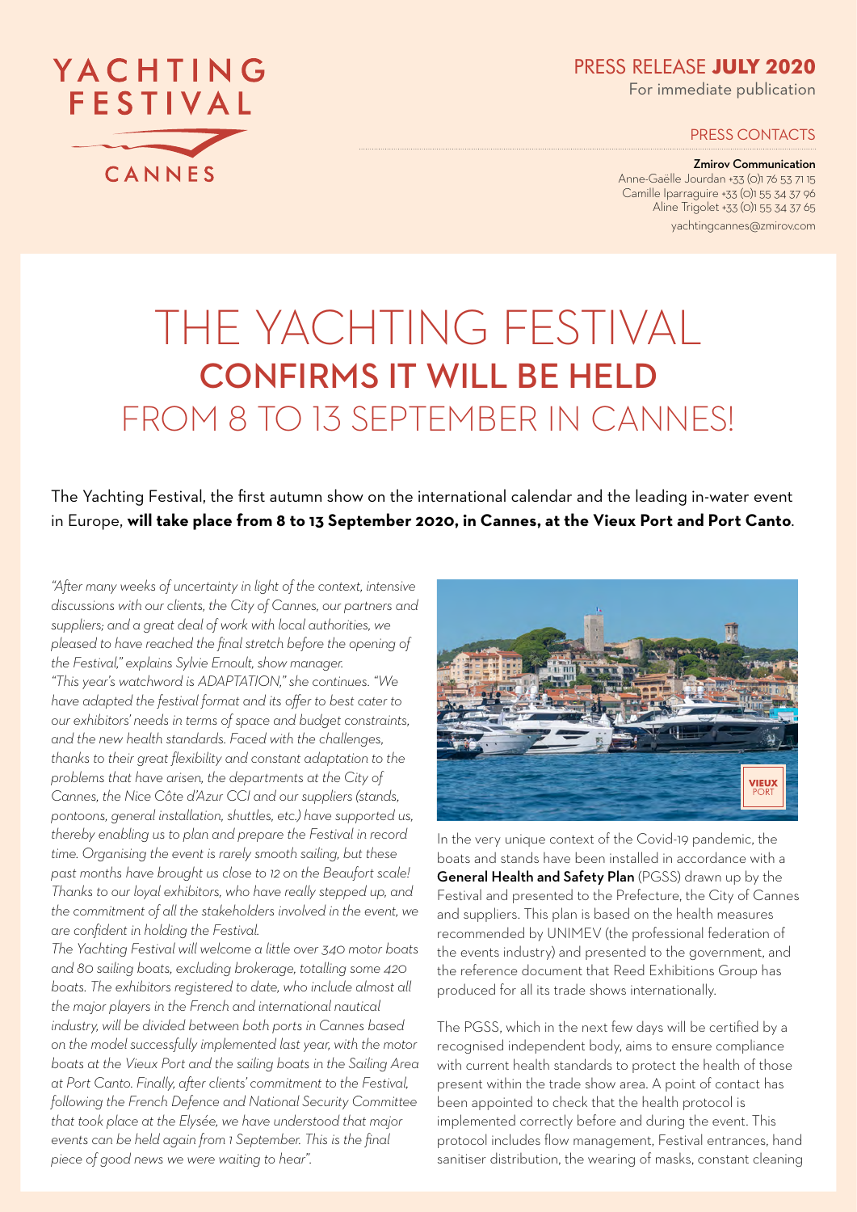YACHTING FESTIVAL CANNES

PRESS RELEASE **JULY 2020**
For immediate publication

PRESS CONTACTS

**Zmirov Communication**
Anne-Gaëlle Jourdan +33 (0)1 76 53 71 15
Camille Iparraguire +33 (0)1 55 34 37 96
Aline Trigolet +33 (0)1 55 34 37 65
yachtingcannes@zmirov.com

# THE YACHTING FESTIVAL **CONFIRMS IT WILL BE HELD** FROM 8 TO 13 SEPTEMBER IN CANNES!

The Yachting Festival, the first autumn show on the international calendar and the leading in-water event in Europe, **will take place from 8 to 13 September 2020, in Cannes, at the Vieux Port and Port Canto**.

*"After many weeks of uncertainty in light of the context, intensive discussions with our clients, the City of Cannes, our partners and suppliers; and a great deal of work with local authorities, we pleased to have reached the final stretch before the opening of the Festival," explains Sylvie Ernoult, show manager.*
*"This year's watchword is ADAPTATION," she continues. "We have adapted the festival format and its offer to best cater to our exhibitors' needs in terms of space and budget constraints, and the new health standards. Faced with the challenges, thanks to their great flexibility and constant adaptation to the problems that have arisen, the departments at the City of Cannes, the Nice Côte d'Azur CCI and our suppliers (stands, pontoons, general installation, shuttles, etc.) have supported us, thereby enabling us to plan and prepare the Festival in record time. Organising the event is rarely smooth sailing, but these past months have brought us close to 12 on the Beaufort scale! Thanks to our loyal exhibitors, who have really stepped up, and the commitment of all the stakeholders involved in the event, we are confident in holding the Festival.*
*The Yachting Festival will welcome a little over 340 motor boats and 80 sailing boats, excluding brokerage, totalling some 420 boats. The exhibitors registered to date, who include almost all the major players in the French and international nautical industry, will be divided between both ports in Cannes based on the model successfully implemented last year, with the motor boats at the Vieux Port and the sailing boats in the Sailing Area at Port Canto. Finally, after clients' commitment to the Festival, following the French Defence and National Security Committee that took place at the Elysée, we have understood that major events can be held again from 1 September. This is the final piece of good news we were waiting to hear".*

In the very unique context of the Covid-19 pandemic, the boats and stands have been installed in accordance with a **General Health and Safety Plan** (PGSS) drawn up by the Festival and presented to the Prefecture, the City of Cannes and suppliers. This plan is based on the health measures recommended by UNIMEV (the professional federation of the events industry) and presented to the government, and the reference document that Reed Exhibitions Group has produced for all its trade shows internationally.

The PGSS, which in the next few days will be certified by a recognised independent body, aims to ensure compliance with current health standards to protect the health of those present within the trade show area. A point of contact has been appointed to check that the health protocol is implemented correctly before and during the event. This protocol includes flow management, Festival entrances, hand sanitiser distribution, the wearing of masks, constant cleaning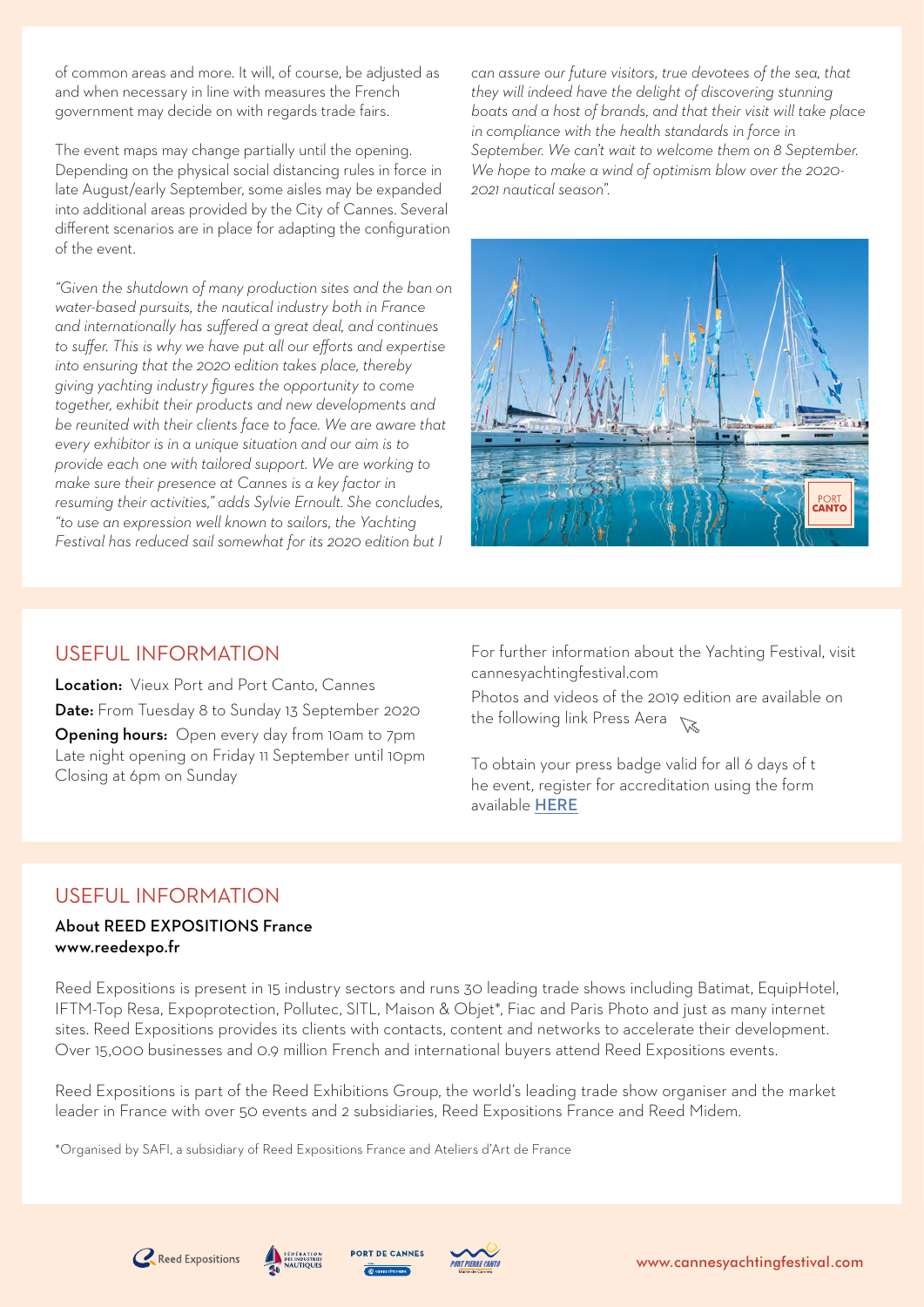of common areas and more. It will, of course, be adjusted as and when necessary in line with measures the French government may decide on with regards trade fairs.

The event maps may change partially until the opening. Depending on the physical social distancing rules in force in late August/early September, some aisles may be expanded into additional areas provided by the City of Cannes. Several different scenarios are in place for adapting the configuration of the event.

*"Given the shutdown of many production sites and the ban on water-based pursuits, the nautical industry both in France and internationally has suffered a great deal, and continues to suffer. This is why we have put all our efforts and expertise into ensuring that the 2020 edition takes place, thereby giving yachting industry figures the opportunity to come together, exhibit their products and new developments and be reunited with their clients face to face. We are aware that every exhibitor is in a unique situation and our aim is to provide each one with tailored support. We are working to make sure their presence at Cannes is a key factor in resuming their activities," adds Sylvie Ernoult. She concludes, "to use an expression well known to sailors, the Yachting Festival has reduced sail somewhat for its 2020 edition but I can assure our future visitors, true devotees of the sea, that they will indeed have the delight of discovering stunning boats and a host of brands, and that their visit will take place in compliance with the health standards in force in September. We can't wait to welcome them on 8 September. We hope to make a wind of optimism blow over the 2020-2021 nautical season".*

## USEFUL INFORMATION

**Location:** Vieux Port and Port Canto, Cannes
**Date:** From Tuesday 8 to Sunday 13 September 2020
**Opening hours:** Open every day from 10am to 7pm
Late night opening on Friday 11 September until 10pm
Closing at 6pm on Sunday

For further information about the Yachting Festival, visit cannesyachtingfestival.com

Photos and videos of the 2019 edition are available on the following link Press Aera

To obtain your press badge valid for all 6 days of the event, register for accreditation using the form available **HERE**

## USEFUL INFORMATION

**About REED EXPOSITIONS France**
**www.reedexpo.fr**

Reed Expositions is present in 15 industry sectors and runs 30 leading trade shows including Batimat, EquipHotel, IFTM-Top Resa, Expoprotection, Pollutec, SITL, Maison & Objet*, Fiac and Paris Photo and just as many internet sites. Reed Expositions provides its clients with contacts, content and networks to accelerate their development. Over 15,000 businesses and 0.9 million French and international buyers attend Reed Expositions events.

Reed Expositions is part of the Reed Exhibitions Group, the world's leading trade show organiser and the market leader in France with over 50 events and 2 subsidiaries, Reed Expositions France and Reed Midem.

*Organised by SAFI, a subsidiary of Reed Expositions France and Ateliers d'Art de France

www.cannesyachtingfestival.com